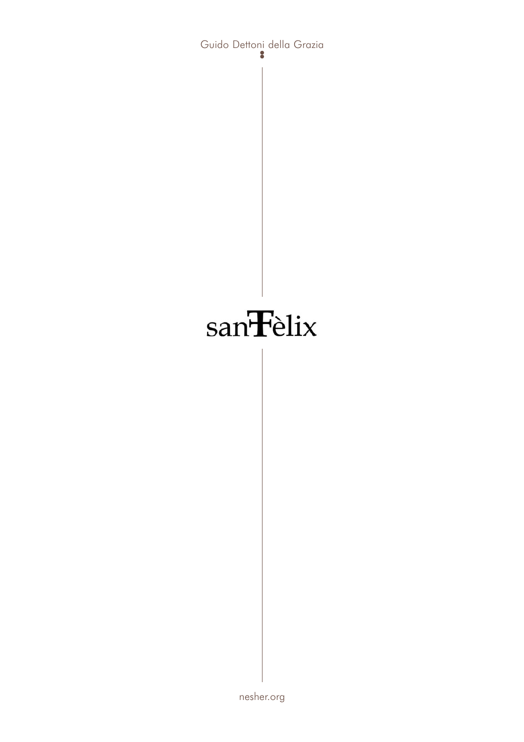Guido Dettoni della Grazia

# sanFèlix

nesher.org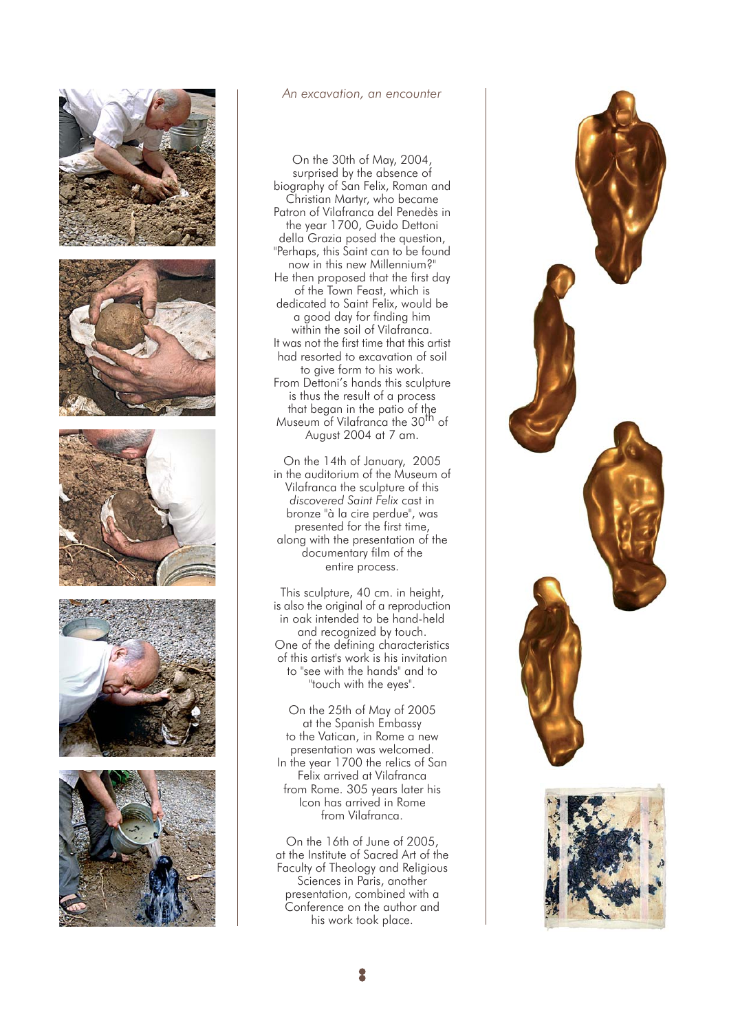*An excavation, an encounter*

On the 30th of May, 2004, surprised by the absence of biography of San Felix, Roman and Christian Martyr, who became Patron of Vilafranca del Penedès in the year 1700, Guido Dettoni della Grazia posed the question, "Perhaps, this Saint can to be found now in this new Millennium?" He then proposed that the first day of the Town Feast, which is dedicated to Saint Felix, would be a good day for finding him within the soil of Vilafranca. It was not the first time that this artist had resorted to excavation of soil to give form to his work. From Dettoni's hands this sculpture is thus the result of a process that began in the patio of the Museum of Vilafranca the 30th of August 2004 at 7 am.

On the 14th of January, 2005 in the auditorium of the Museum of Vilafranca the sculpture of this *discovered Saint Felix* cast in bronze "à la cire perdue", was presented for the first time, along with the presentation of the documentary film of the entire process.

This sculpture, 40 cm. in height, is also the original of a reproduction in oak intended to be hand-held and recognized by touch. One of the defining characteristics of this artist's work is his invitation to "see with the hands" and to "touch with the eyes".

On the 25th of May of 2005 at the Spanish Embassy to the Vatican, in Rome a new presentation was welcomed. In the year 1700 the relics of San Felix arrived at Vilafranca from Rome. 305 years later his Icon has arrived in Rome from Vilafranca.

On the 16th of June of 2005, at the Institute of Sacred Art of the Faculty of Theology and Religious Sciences in Paris, another presentation, combined with a Conference on the author and his work took place.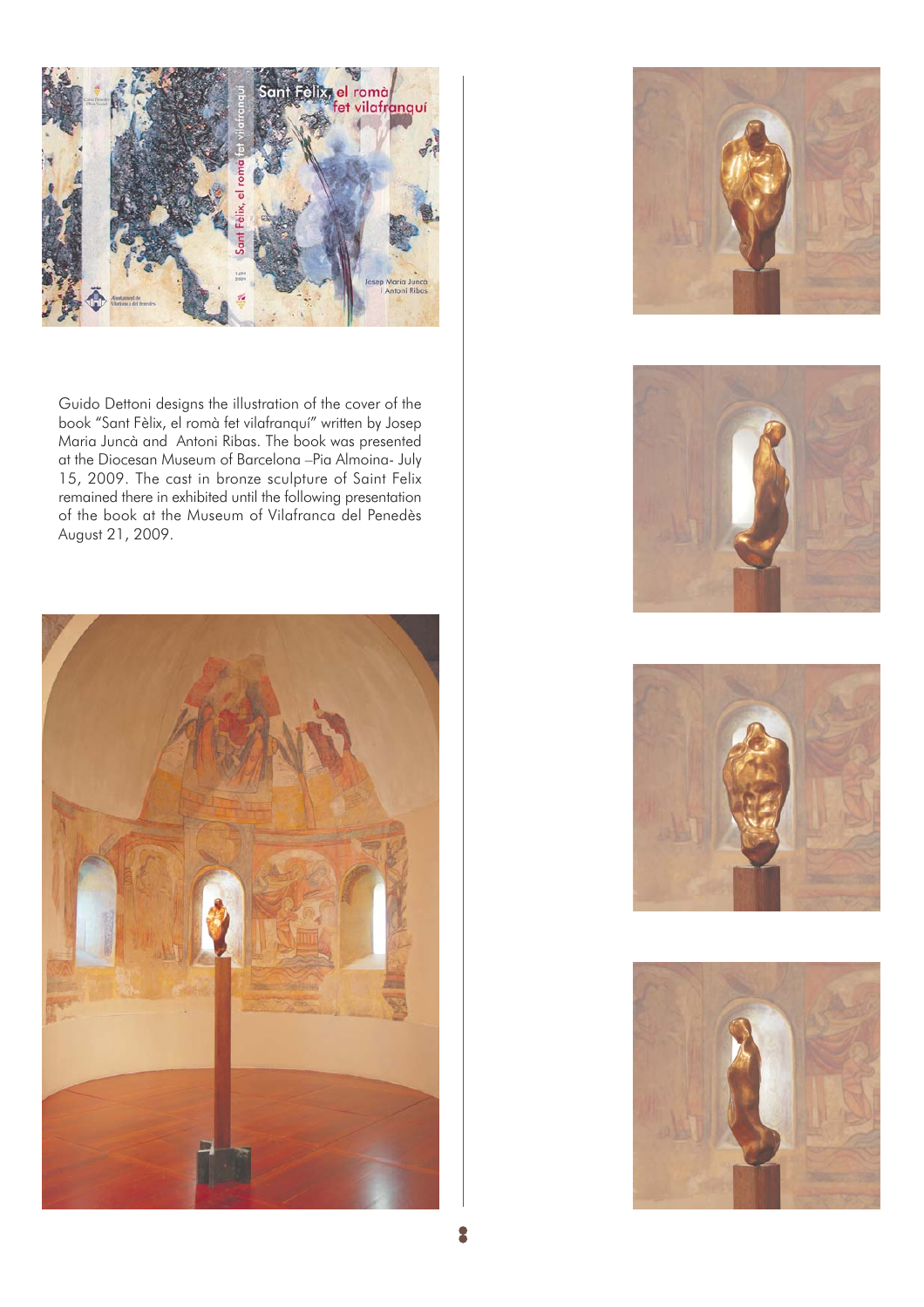Guido Dettoni designs the illustration of the cover of the book “Sant Fèlix, el romà fet vilafranquí” written by Josep Maria Juncà and Antoni Ribas. The book was presented at the Diocesan Museum of Barcelona –Pia Almoina- July 15, 2009. The cast in bronze sculpture of Saint Felix remained there in exhibited until the following presentation of the book at the Museum of Vilafranca del Penedès August 21, 2009.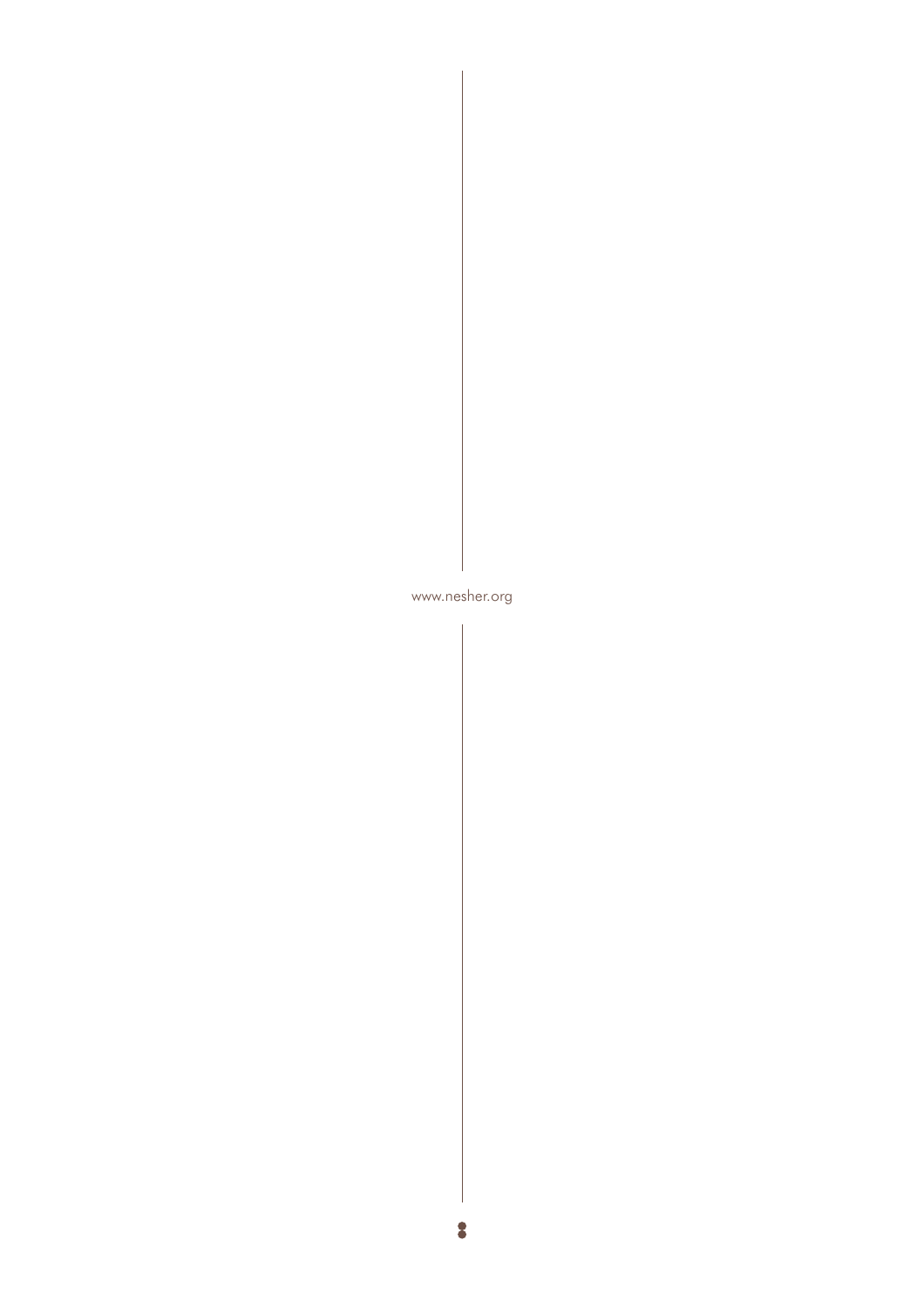www.nesher.org